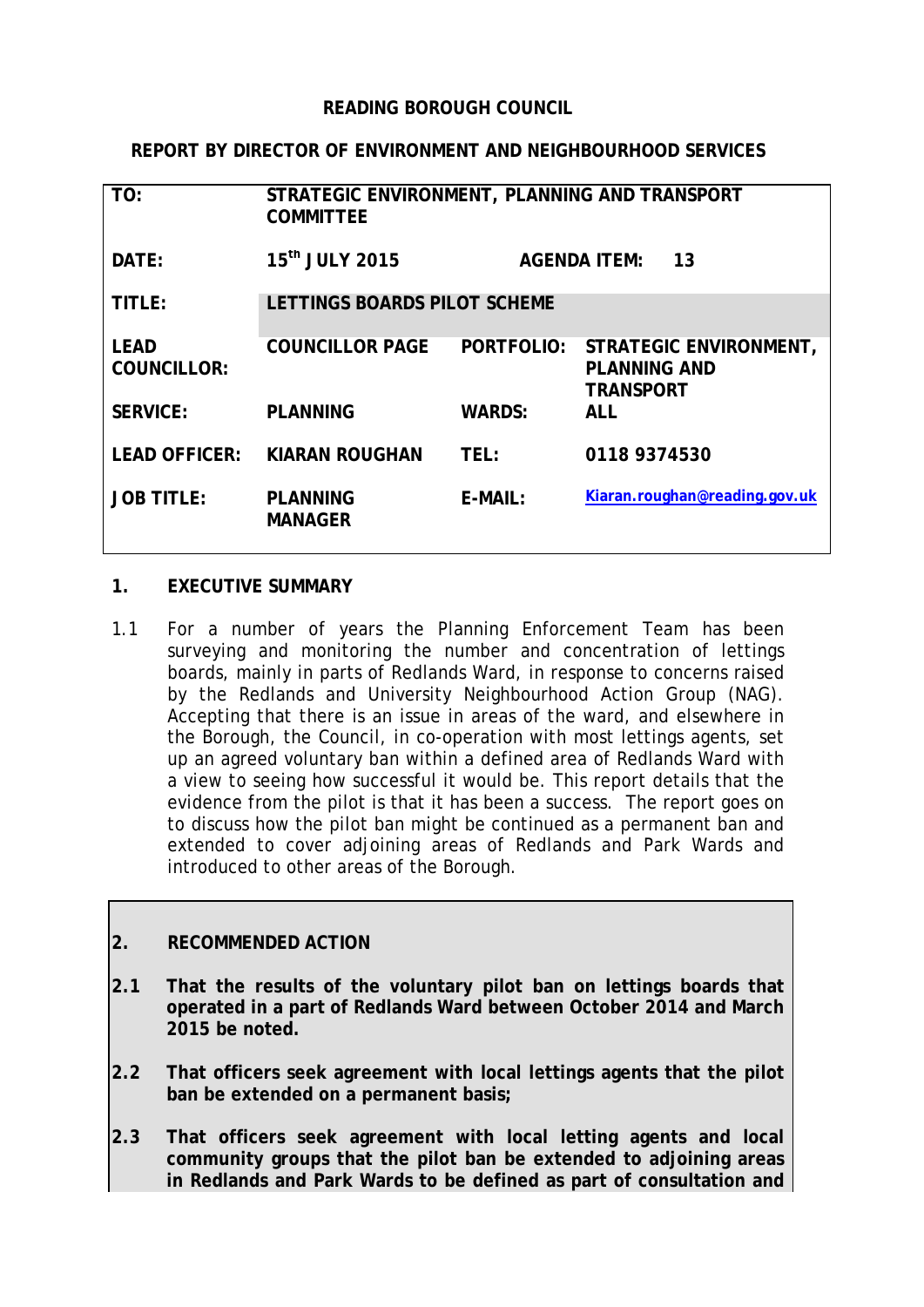**READING BOROUGH COUNCIL**

**REPORT BY DIRECTOR OF ENVIRONMENT AND NEIGHBOURHOOD SERVICES**

| | | | |
|---|---|---|---|
| **TO:** | **STRATEGIC ENVIRONMENT, PLANNING AND TRANSPORT COMMITTEE** | | |
| **DATE:** | **15th JULY 2015** | **AGENDA ITEM:** | **13** |
| **TITLE:** | **LETTINGS BOARDS PILOT SCHEME** | | |
| **LEAD COUNCILLOR:** | **COUNCILLOR PAGE** | **PORTFOLIO:** | **STRATEGIC ENVIRONMENT, PLANNING AND TRANSPORT** |
| **SERVICE:** | **PLANNING** | **WARDS:** | **ALL** |
| **LEAD OFFICER:** | **KIARAN ROUGHAN** | **TEL:** | **0118 9374530** |
| **JOB TITLE:** | **PLANNING MANAGER** | **E-MAIL:** | **Kiaran.roughan@reading.gov.uk** |

## 1. EXECUTIVE SUMMARY

1.1 For a number of years the Planning Enforcement Team has been surveying and monitoring the number and concentration of lettings boards, mainly in parts of Redlands Ward, in response to concerns raised by the Redlands and University Neighbourhood Action Group (NAG). Accepting that there is an issue in areas of the ward, and elsewhere in the Borough, the Council, in co-operation with most lettings agents, set up an agreed voluntary ban within a defined area of Redlands Ward with a view to seeing how successful it would be. This report details that the evidence from the pilot is that it has been a success. The report goes on to discuss how the pilot ban might be continued as a permanent ban and extended to cover adjoining areas of Redlands and Park Wards and introduced to other areas of the Borough.

## 2. RECOMMENDED ACTION

**2.1 That the results of the voluntary pilot ban on lettings boards that operated in a part of Redlands Ward between October 2014 and March 2015 be noted.**

**2.2 That officers seek agreement with local lettings agents that the pilot ban be extended on a permanent basis;**

**2.3 That officers seek agreement with local letting agents and local community groups that the pilot ban be extended to adjoining areas in Redlands and Park Wards to be defined as part of consultation and**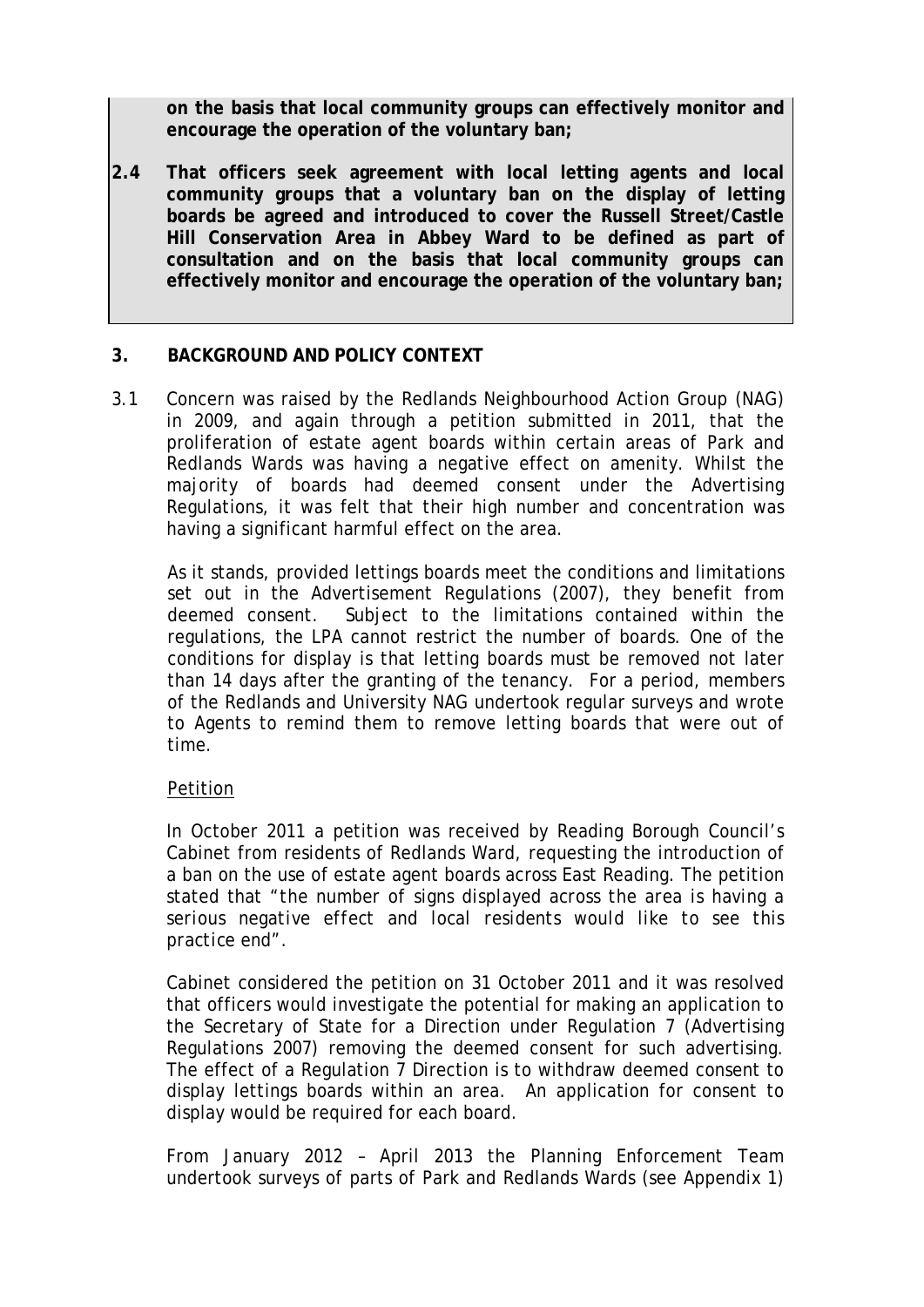**on the basis that local community groups can effectively monitor and encourage the operation of the voluntary ban;**

**2.4 That officers seek agreement with local letting agents and local community groups that a voluntary ban on the display of letting boards be agreed and introduced to cover the Russell Street/Castle Hill Conservation Area in Abbey Ward to be defined as part of consultation and on the basis that local community groups can effectively monitor and encourage the operation of the voluntary ban;**

## 3. BACKGROUND AND POLICY CONTEXT

3.1 Concern was raised by the Redlands Neighbourhood Action Group (NAG) in 2009, and again through a petition submitted in 2011, that the proliferation of estate agent boards within certain areas of Park and Redlands Wards was having a negative effect on amenity. Whilst the majority of boards had deemed consent under the Advertising Regulations, it was felt that their high number and concentration was having a significant harmful effect on the area.

As it stands, provided lettings boards meet the conditions and limitations set out in the Advertisement Regulations (2007), they benefit from deemed consent. Subject to the limitations contained within the regulations, the LPA cannot restrict the number of boards. One of the conditions for display is that letting boards must be removed not later than 14 days after the granting of the tenancy. For a period, members of the Redlands and University NAG undertook regular surveys and wrote to Agents to remind them to remove letting boards that were out of time.

<u>Petition</u>

In October 2011 a petition was received by Reading Borough Council's Cabinet from residents of Redlands Ward, requesting the introduction of a ban on the use of estate agent boards across East Reading. The petition stated that "the number of signs displayed across the area is having a serious negative effect and local residents would like to see this practice end".

Cabinet considered the petition on 31 October 2011 and it was resolved that officers would investigate the potential for making an application to the Secretary of State for a Direction under Regulation 7 (Advertising Regulations 2007) removing the deemed consent for such advertising. The effect of a Regulation 7 Direction is to withdraw deemed consent to display lettings boards within an area. An application for consent to display would be required for each board.

From January 2012 – April 2013 the Planning Enforcement Team undertook surveys of parts of Park and Redlands Wards (see Appendix 1)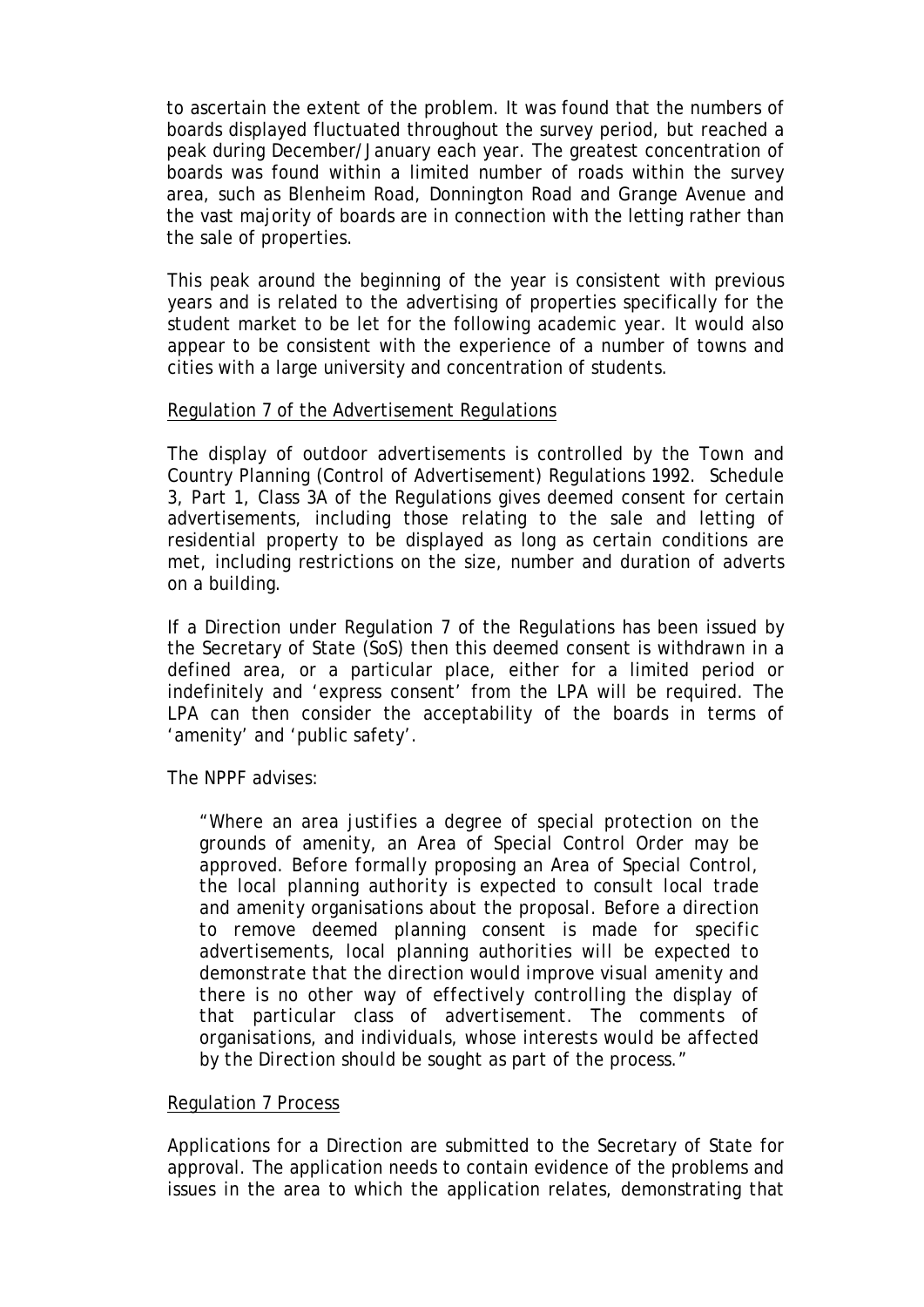to ascertain the extent of the problem. It was found that the numbers of boards displayed fluctuated throughout the survey period, but reached a peak during December/January each year. The greatest concentration of boards was found within a limited number of roads within the survey area, such as Blenheim Road, Donnington Road and Grange Avenue and the vast majority of boards are in connection with the letting rather than the sale of properties.

This peak around the beginning of the year is consistent with previous years and is related to the advertising of properties specifically for the student market to be let for the following academic year. It would also appear to be consistent with the experience of a number of towns and cities with a large university and concentration of students.

<u>Regulation 7 of the Advertisement Regulations</u>

The display of outdoor advertisements is controlled by the Town and Country Planning (Control of Advertisement) Regulations 1992. Schedule 3, Part 1, Class 3A of the Regulations gives deemed consent for certain advertisements, including those relating to the sale and letting of residential property to be displayed as long as certain conditions are met, including restrictions on the size, number and duration of adverts on a building.

If a Direction under Regulation 7 of the Regulations has been issued by the Secretary of State (SoS) then this deemed consent is withdrawn in a defined area, or a particular place, either for a limited period or indefinitely and 'express consent' from the LPA will be required. The LPA can then consider the acceptability of the boards in terms of 'amenity' and 'public safety'.

The NPPF advises:

> *"Where an area justifies a degree of special protection on the grounds of amenity, an Area of Special Control Order may be approved. Before formally proposing an Area of Special Control, the local planning authority is expected to consult local trade and amenity organisations about the proposal. Before a direction to remove deemed planning consent is made for specific advertisements, local planning authorities will be expected to demonstrate that the direction would improve visual amenity and there is no other way of effectively controlling the display of that particular class of advertisement. The comments of organisations, and individuals, whose interests would be affected by the Direction should be sought as part of the process."*

<u>Regulation 7 Process</u>

Applications for a Direction are submitted to the Secretary of State for approval. The application needs to contain evidence of the problems and issues in the area to which the application relates, demonstrating that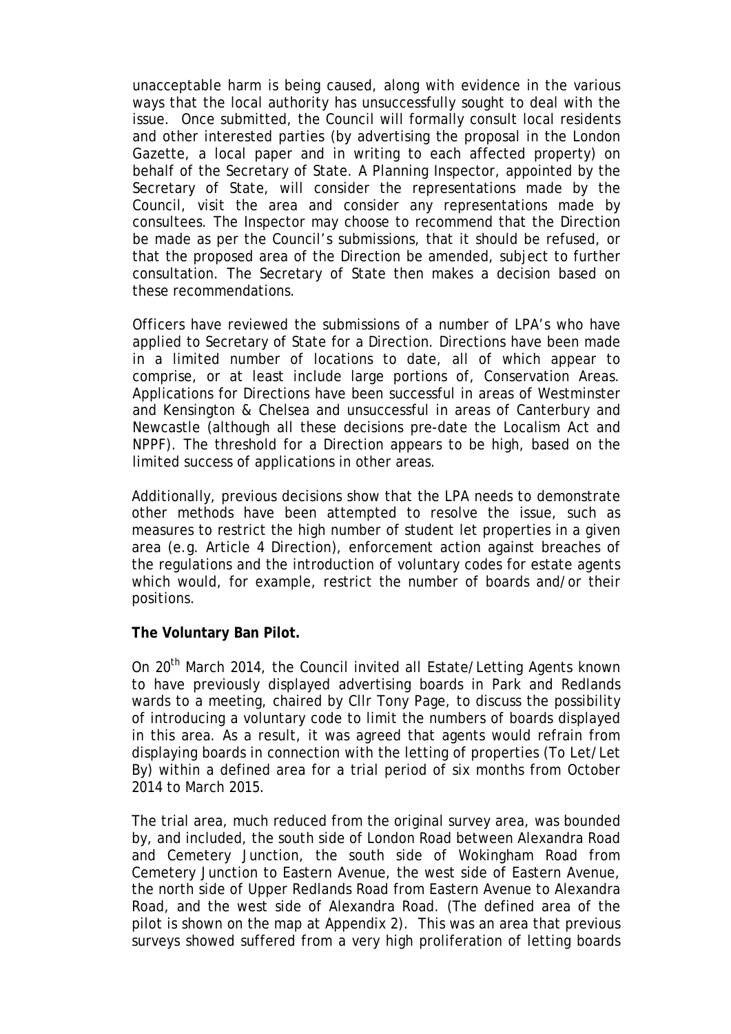unacceptable harm is being caused, along with evidence in the various ways that the local authority has unsuccessfully sought to deal with the issue. Once submitted, the Council will formally consult local residents and other interested parties (by advertising the proposal in the London Gazette, a local paper and in writing to each affected property) on behalf of the Secretary of State. A Planning Inspector, appointed by the Secretary of State, will consider the representations made by the Council, visit the area and consider any representations made by consultees. The Inspector may choose to recommend that the Direction be made as per the Council's submissions, that it should be refused, or that the proposed area of the Direction be amended, subject to further consultation. The Secretary of State then makes a decision based on these recommendations.

Officers have reviewed the submissions of a number of LPA's who have applied to Secretary of State for a Direction. Directions have been made in a limited number of locations to date, all of which appear to comprise, or at least include large portions of, Conservation Areas. Applications for Directions have been successful in areas of Westminster and Kensington & Chelsea and unsuccessful in areas of Canterbury and Newcastle (although all these decisions pre-date the Localism Act and NPPF). The threshold for a Direction appears to be high, based on the limited success of applications in other areas.

Additionally, previous decisions show that the LPA needs to demonstrate other methods have been attempted to resolve the issue, such as measures to restrict the high number of student let properties in a given area (e.g. Article 4 Direction), enforcement action against breaches of the regulations and the introduction of voluntary codes for estate agents which would, for example, restrict the number of boards and/or their positions.

**The Voluntary Ban Pilot.**

On 20th March 2014, the Council invited all Estate/Letting Agents known to have previously displayed advertising boards in Park and Redlands wards to a meeting, chaired by Cllr Tony Page, to discuss the possibility of introducing a voluntary code to limit the numbers of boards displayed in this area. As a result, it was agreed that agents would refrain from displaying boards in connection with the letting of properties (To Let/Let By) within a defined area for a trial period of six months from October 2014 to March 2015.

The trial area, much reduced from the original survey area, was bounded by, and included, the south side of London Road between Alexandra Road and Cemetery Junction, the south side of Wokingham Road from Cemetery Junction to Eastern Avenue, the west side of Eastern Avenue, the north side of Upper Redlands Road from Eastern Avenue to Alexandra Road, and the west side of Alexandra Road. (The defined area of the pilot is shown on the map at Appendix 2). This was an area that previous surveys showed suffered from a very high proliferation of letting boards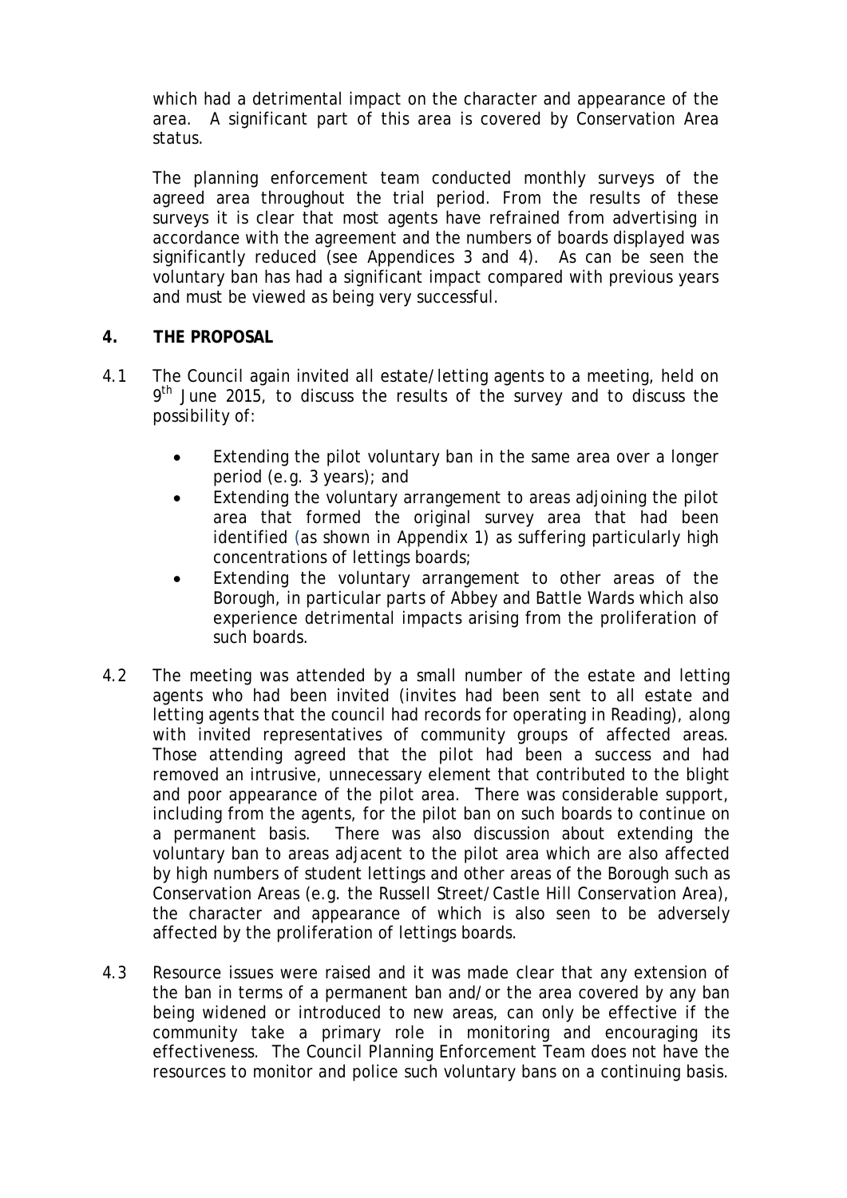which had a detrimental impact on the character and appearance of the area. A significant part of this area is covered by Conservation Area status.

The planning enforcement team conducted monthly surveys of the agreed area throughout the trial period. From the results of these surveys it is clear that most agents have refrained from advertising in accordance with the agreement and the numbers of boards displayed was significantly reduced (see Appendices 3 and 4). As can be seen the voluntary ban has had a significant impact compared with previous years and must be viewed as being very successful.

## 4. THE PROPOSAL

4.1 The Council again invited all estate/letting agents to a meeting, held on 9th June 2015, to discuss the results of the survey and to discuss the possibility of:

- Extending the pilot voluntary ban in the same area over a longer period (e.g. 3 years); and
- Extending the voluntary arrangement to areas adjoining the pilot area that formed the original survey area that had been identified (as shown in Appendix 1) as suffering particularly high concentrations of lettings boards;
- Extending the voluntary arrangement to other areas of the Borough, in particular parts of Abbey and Battle Wards which also experience detrimental impacts arising from the proliferation of such boards.

4.2 The meeting was attended by a small number of the estate and letting agents who had been invited (invites had been sent to all estate and letting agents that the council had records for operating in Reading), along with invited representatives of community groups of affected areas. Those attending agreed that the pilot had been a success and had removed an intrusive, unnecessary element that contributed to the blight and poor appearance of the pilot area. There was considerable support, including from the agents, for the pilot ban on such boards to continue on a permanent basis. There was also discussion about extending the voluntary ban to areas adjacent to the pilot area which are also affected by high numbers of student lettings and other areas of the Borough such as Conservation Areas (e.g. the Russell Street/Castle Hill Conservation Area), the character and appearance of which is also seen to be adversely affected by the proliferation of lettings boards.

4.3 Resource issues were raised and it was made clear that any extension of the ban in terms of a permanent ban and/or the area covered by any ban being widened or introduced to new areas, can only be effective if the community take a primary role in monitoring and encouraging its effectiveness. The Council Planning Enforcement Team does not have the resources to monitor and police such voluntary bans on a continuing basis.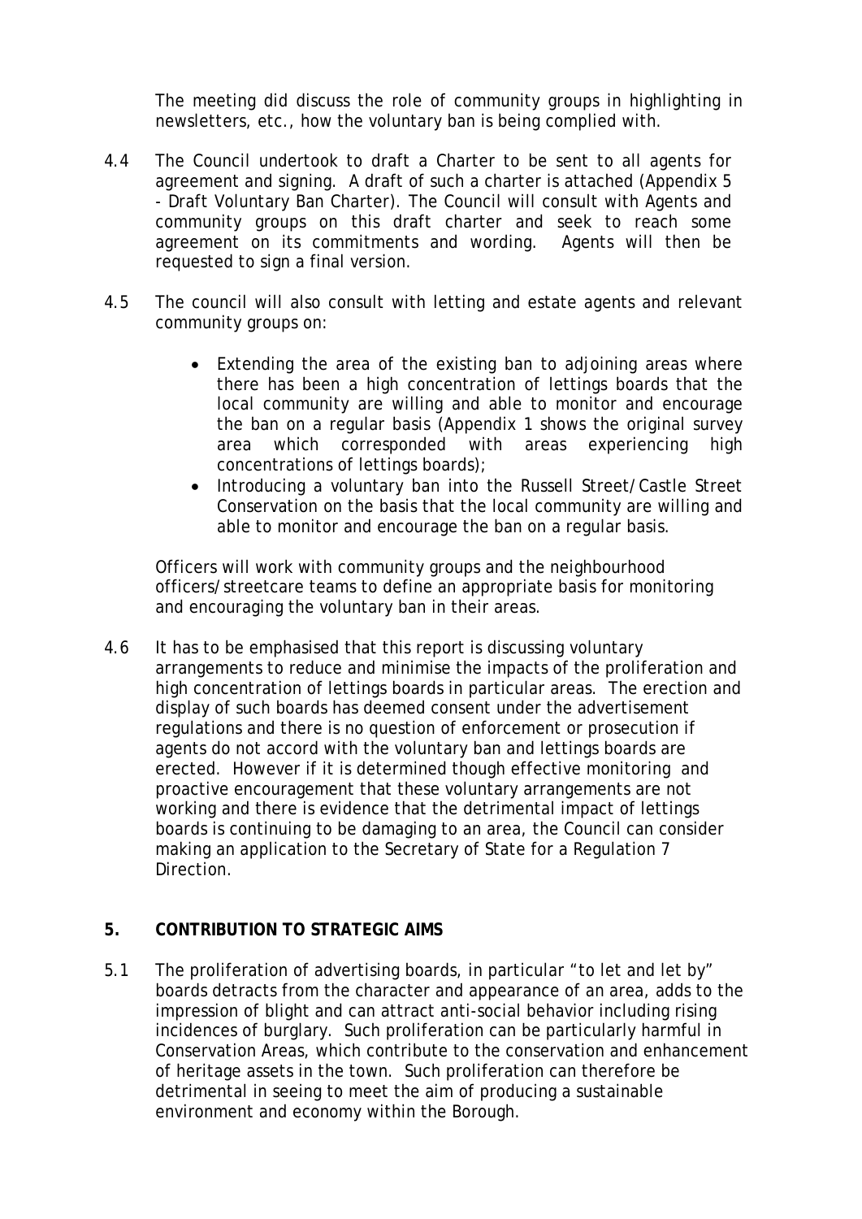The meeting did discuss the role of community groups in highlighting in newsletters, etc., how the voluntary ban is being complied with.

4.4 The Council undertook to draft a Charter to be sent to all agents for agreement and signing. A draft of such a charter is attached (Appendix 5 - Draft Voluntary Ban Charter). The Council will consult with Agents and community groups on this draft charter and seek to reach some agreement on its commitments and wording. Agents will then be requested to sign a final version.

4.5 The council will also consult with letting and estate agents and relevant community groups on:

- Extending the area of the existing ban to adjoining areas where there has been a high concentration of lettings boards that the local community are willing and able to monitor and encourage the ban on a regular basis (Appendix 1 shows the original survey area which corresponded with areas experiencing high concentrations of lettings boards);
- Introducing a voluntary ban into the Russell Street/Castle Street Conservation on the basis that the local community are willing and able to monitor and encourage the ban on a regular basis.

Officers will work with community groups and the neighbourhood officers/streetcare teams to define an appropriate basis for monitoring and encouraging the voluntary ban in their areas.

4.6 It has to be emphasised that this report is discussing voluntary arrangements to reduce and minimise the impacts of the proliferation and high concentration of lettings boards in particular areas. The erection and display of such boards has deemed consent under the advertisement regulations and there is no question of enforcement or prosecution if agents do not accord with the voluntary ban and lettings boards are erected. However if it is determined though effective monitoring and proactive encouragement that these voluntary arrangements are not working and there is evidence that the detrimental impact of lettings boards is continuing to be damaging to an area, the Council can consider making an application to the Secretary of State for a Regulation 7 Direction.

## 5. CONTRIBUTION TO STRATEGIC AIMS

5.1 The proliferation of advertising boards, in particular "to let and let by" boards detracts from the character and appearance of an area, adds to the impression of blight and can attract anti-social behavior including rising incidences of burglary. Such proliferation can be particularly harmful in Conservation Areas, which contribute to the conservation and enhancement of heritage assets in the town. Such proliferation can therefore be detrimental in seeing to meet the aim of producing a sustainable environment and economy within the Borough.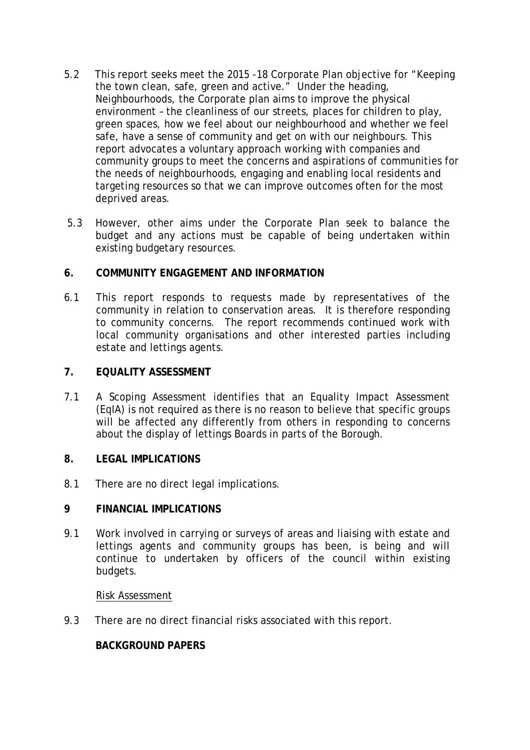5.2 This report seeks meet the 2015 -18 Corporate Plan objective for "Keeping the town clean, safe, green and active." Under the heading, Neighbourhoods, the Corporate plan aims to improve the physical environment – the cleanliness of our streets, places for children to play, green spaces, how we feel about our neighbourhood and whether we feel safe, have a sense of community and get on with our neighbours. This report advocates a voluntary approach working with companies and community groups to meet the concerns and aspirations of communities for the needs of neighbourhoods, engaging and enabling local residents and targeting resources so that we can improve outcomes often for the most deprived areas.

5.3 However, other aims under the Corporate Plan seek to balance the budget and any actions must be capable of being undertaken within existing budgetary resources.

## 6. COMMUNITY ENGAGEMENT AND INFORMATION

6.1 This report responds to requests made by representatives of the community in relation to conservation areas. It is therefore responding to community concerns. The report recommends continued work with local community organisations and other interested parties including estate and lettings agents.

## 7. EQUALITY ASSESSMENT

7.1 A Scoping Assessment identifies that an Equality Impact Assessment (EqIA) is not required as there is no reason to believe that specific groups will be affected any differently from others in responding to concerns about the display of lettings Boards in parts of the Borough.

## 8. LEGAL IMPLICATIONS

8.1 There are no direct legal implications.

## 9 FINANCIAL IMPLICATIONS

9.1 Work involved in carrying or surveys of areas and liaising with estate and lettings agents and community groups has been, is being and will continue to undertaken by officers of the council within existing budgets.

Risk Assessment

9.3 There are no direct financial risks associated with this report.

**BACKGROUND PAPERS**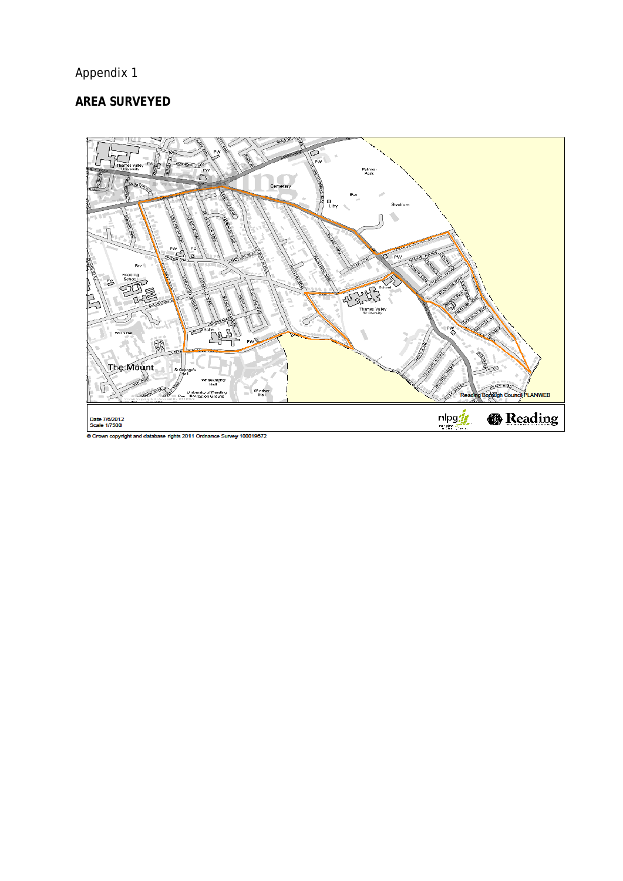Appendix 1

**AREA SURVEYED**

Date 7/6/2012
Scale 1/7500

© Crown copyright and database rights 2011 Ordnance Survey 100019672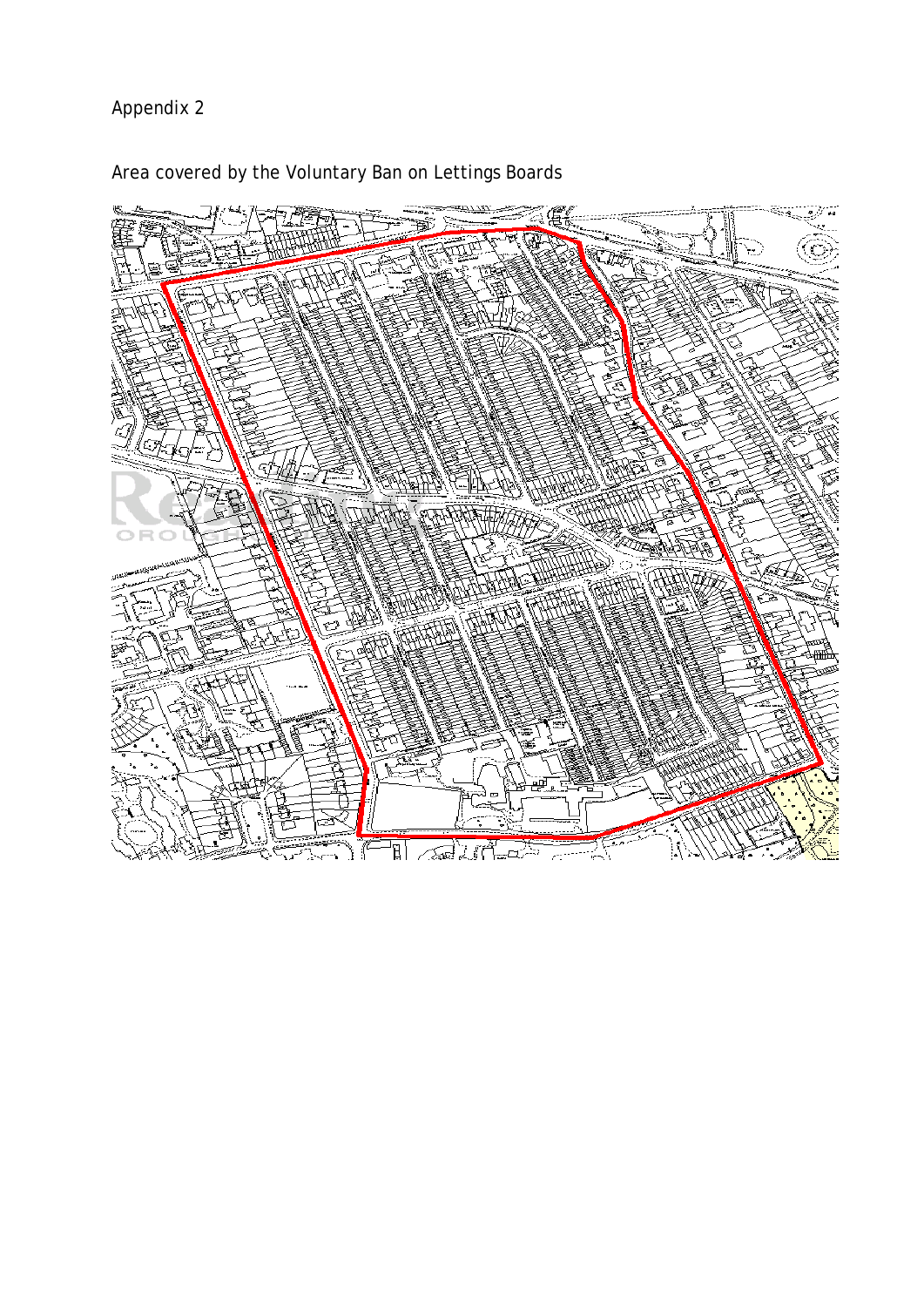Appendix 2

Area covered by the Voluntary Ban on Lettings Boards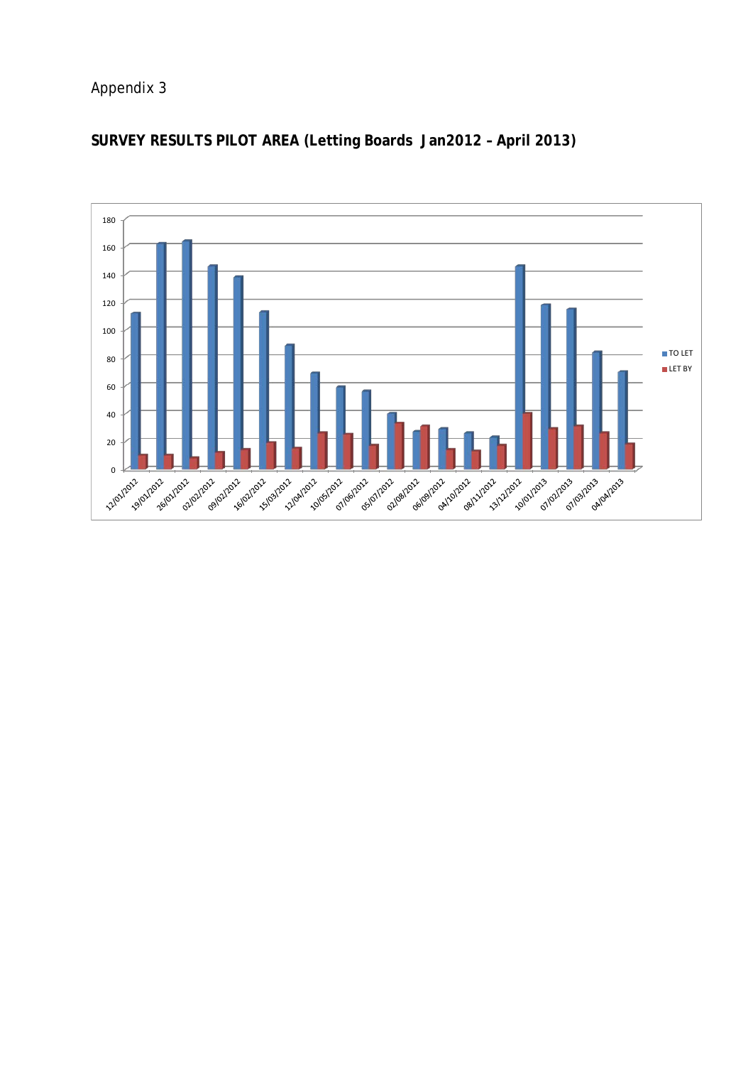Appendix 3

**SURVEY RESULTS PILOT AREA (Letting Boards Jan2012 – April 2013)**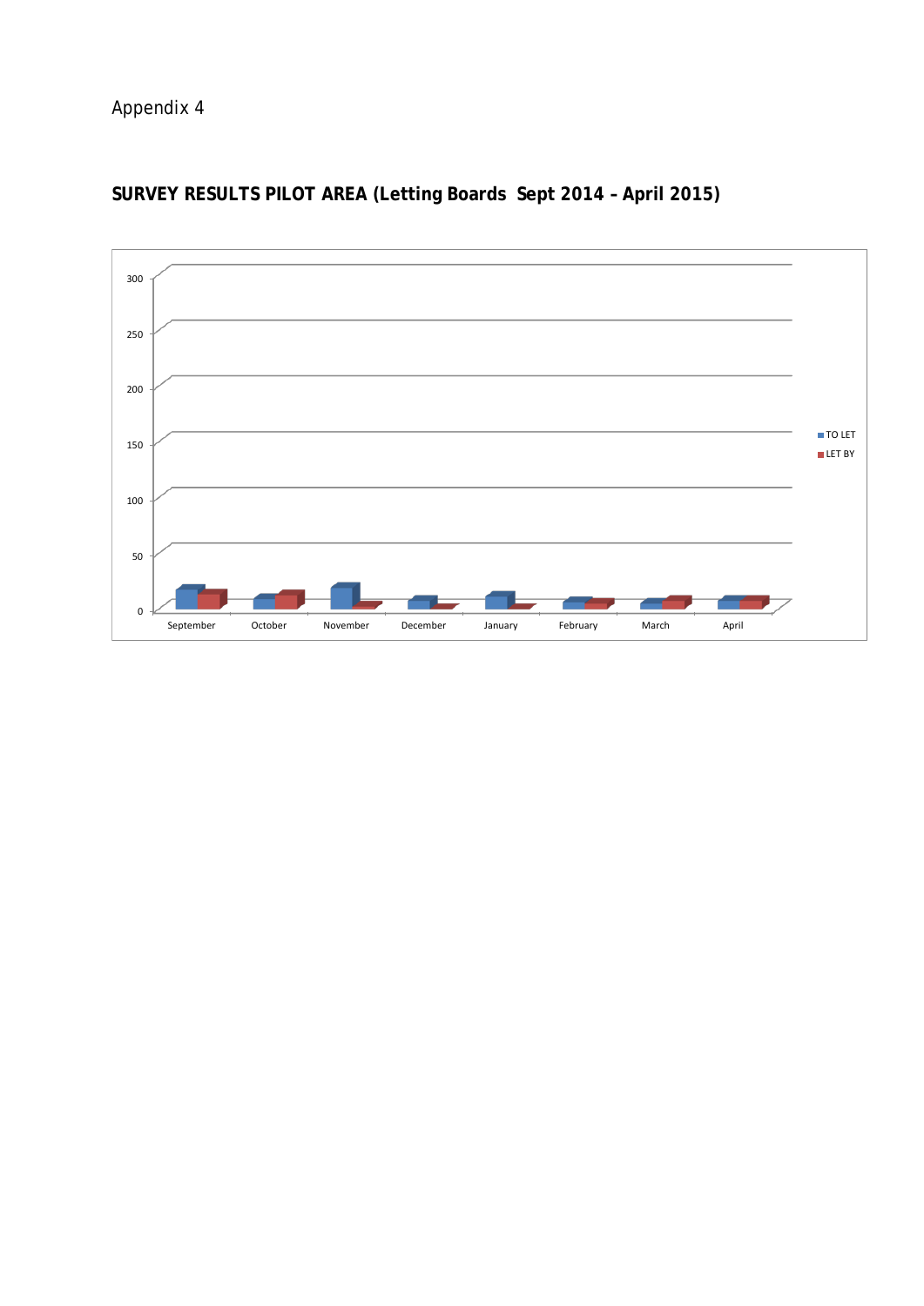Appendix 4

**SURVEY RESULTS PILOT AREA (Letting Boards Sept 2014 – April 2015)**

300
250
200
150
100
50
0

September
October
November
December
January
February
March
April

TO LET
LET BY